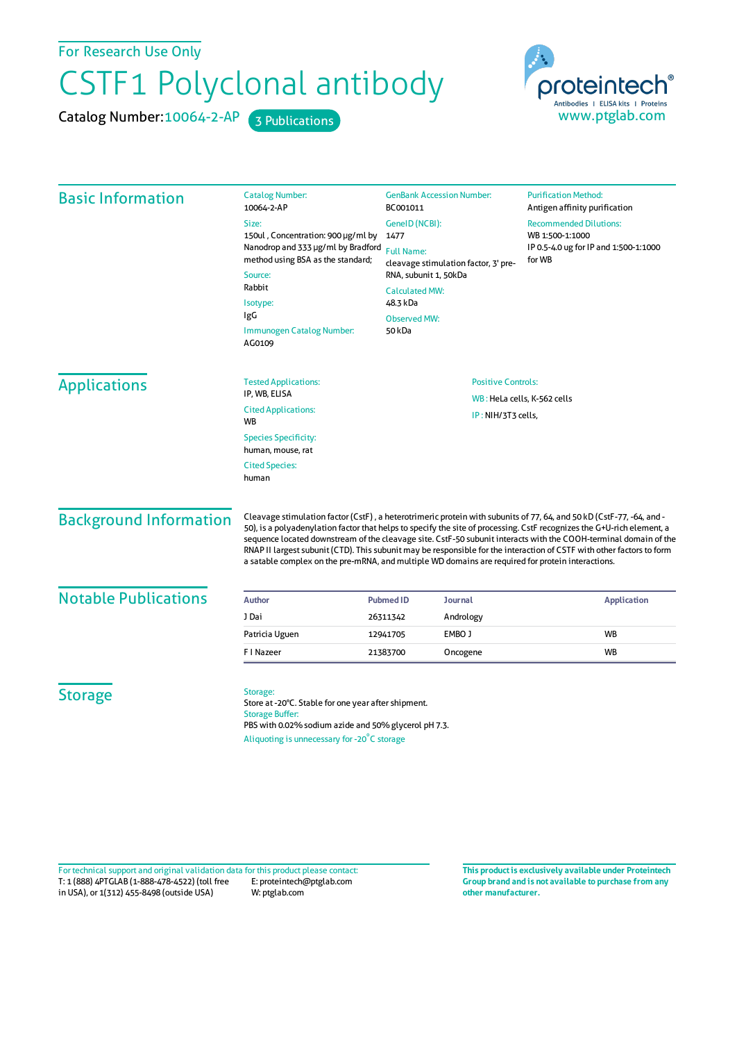For Research Use Only

# CSTF1 Polyclonal antibody

Catalog Number: 10064-2-AP    3 Publications

proteintech®
Antibodies | ELISA kits | Proteins
www.ptglab.com

## Basic Information

Catalog Number:
10064-2-AP

Size:
150ul , Concentration: 900 μg/ml by Nanodrop and 333 μg/ml by Bradford method using BSA as the standard;

Source:
Rabbit

Isotype:
IgG

Immunogen Catalog Number:
AG0109

GenBank Accession Number:
BC001011

GeneID (NCBI):
1477

Full Name:
cleavage stimulation factor, 3' pre-RNA, subunit 1, 50kDa

Calculated MW:
48.3 kDa

Observed MW:
50 kDa

Purification Method:
Antigen affinity purification

Recommended Dilutions:
WB 1:500-1:1000
IP 0.5-4.0 ug for IP and 1:500-1:1000 for WB

## Applications

Tested Applications:
IP, WB, ELISA

Cited Applications:
WB

Species Specificity:
human, mouse, rat

Cited Species:
human

Positive Controls:

WB : HeLa cells, K-562 cells

IP : NIH/3T3 cells,

## Background Information

Cleavage stimulation factor (CstF) , a heterotrimeric protein with subunits of 77, 64, and 50 kD (CstF-77, -64, and -50), is a polyadenylation factor that helps to specify the site of processing. CstF recognizes the G+U-rich element, a sequence located downstream of the cleavage site. CstF-50 subunit interacts with the COOH-terminal domain of the RNAP II largest subunit (CTD). This subunit may be responsible for the interaction of CSTF with other factors to form a satable complex on the pre-mRNA, and multiple WD domains are required for protein interactions.

## Notable Publications

| Author | Pubmed ID | Journal | Application |
|---|---|---|---|
| J Dai | 26311342 | Andrology | |
| Patricia Uguen | 12941705 | EMBO J | WB |
| F I Nazeer | 21383700 | Oncogene | WB |

## Storage

Storage:
Store at -20°C. Stable for one year after shipment.

Storage Buffer:
PBS with 0.02% sodium azide and 50% glycerol pH 7.3.

Aliquoting is unnecessary for -20°C storage

For technical support and original validation data for this product please contact:
T: 1 (888) 4PTGLAB (1-888-478-4522) (toll free in USA), or 1(312) 455-8498 (outside USA)
E: proteintech@ptglab.com
W: ptglab.com

**This product is exclusively available under Proteintech Group brand and is not available to purchase from any other manufacturer.**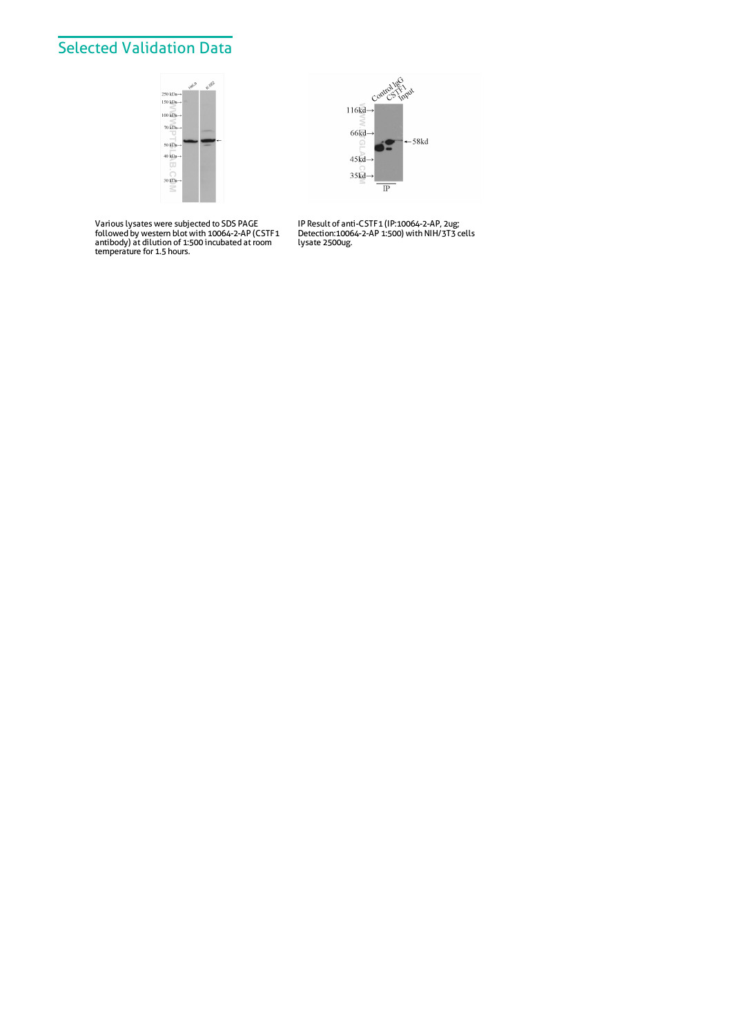## Selected Validation Data

HeLa
K-562
250 kDa→
150 kDa→
100 kDa→
70 kDa→
50 kDa→
40 kDa→
30 kDa→

Various lysates were subjected to SDS PAGE followed by western blot with 10064-2-AP (CSTF1 antibody) at dilution of 1:500 incubated at room temperature for 1.5 hours.

Control IgG
CSTF1
Input
116kd→
66kd→
45kd→
35kd→
←58kd
IP

IP Result of anti-CSTF1 (IP:10064-2-AP, 2ug; Detection:10064-2-AP 1:500) with NIH/3T3 cells lysate 2500ug.